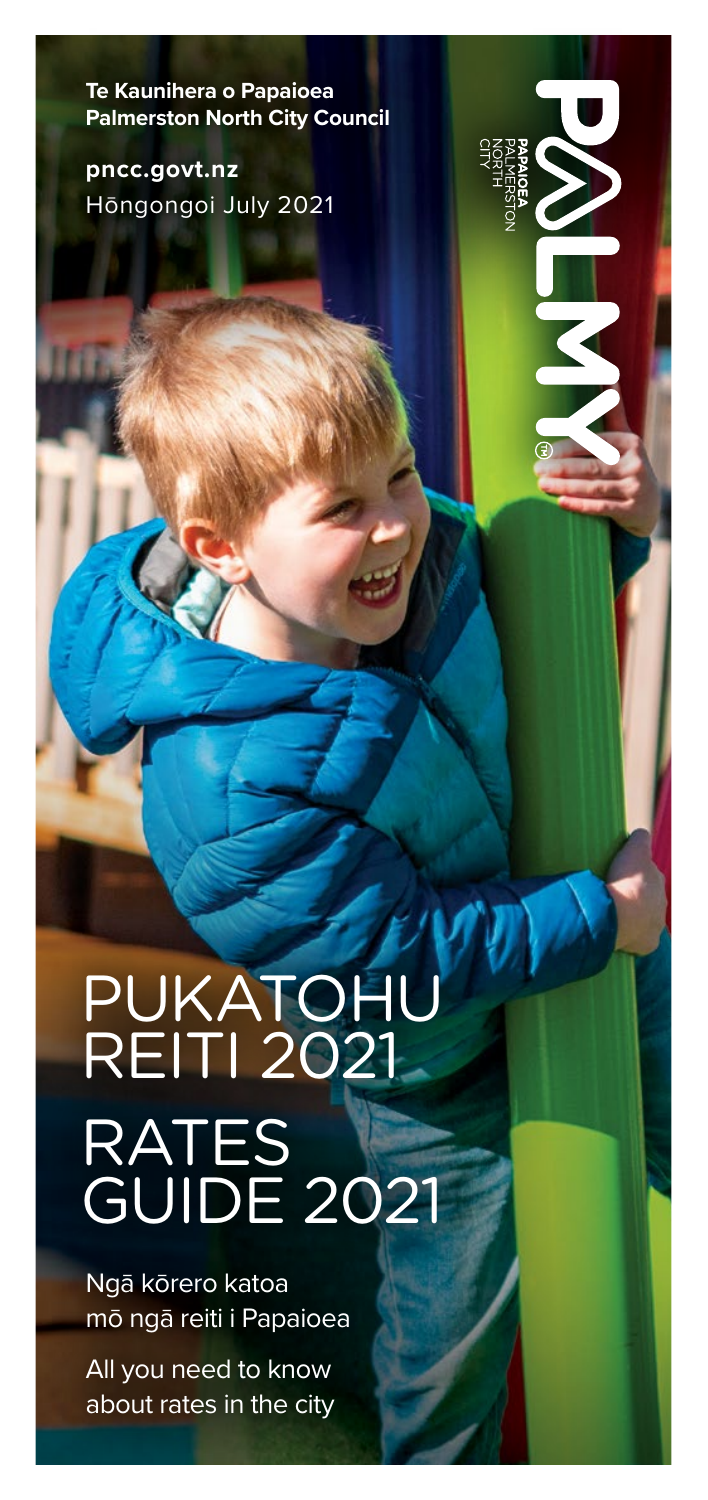**Te Kaunihera o Papaioea**
**Palmerston North City Council**

**pncc.govt.nz**
Hōngongoi July 2021

PALMY
PAPAIOEA
PALMERSTON NORTH CITY

# PUKATOHU REITI 2021

# RATES GUIDE 2021

Ngā kōrero katoa mō ngā reiti i Papaioea

All you need to know about rates in the city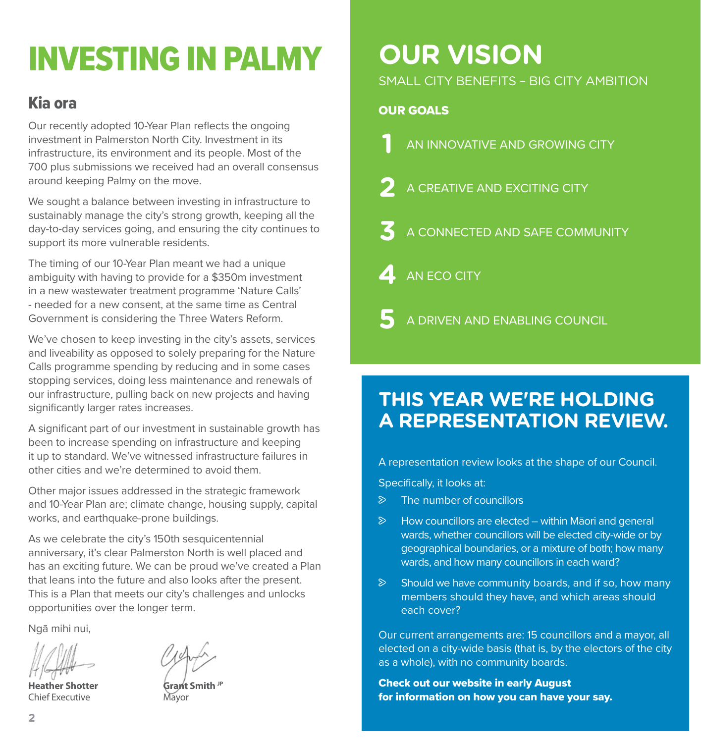# INVESTING IN PALMY

## Kia ora

Our recently adopted 10-Year Plan reflects the ongoing investment in Palmerston North City. Investment in its infrastructure, its environment and its people. Most of the 700 plus submissions we received had an overall consensus around keeping Palmy on the move.

We sought a balance between investing in infrastructure to sustainably manage the city's strong growth, keeping all the day-to-day services going, and ensuring the city continues to support its more vulnerable residents.

The timing of our 10-Year Plan meant we had a unique ambiguity with having to provide for a $350m investment in a new wastewater treatment programme 'Nature Calls' - needed for a new consent, at the same time as Central Government is considering the Three Waters Reform.

We've chosen to keep investing in the city's assets, services and liveability as opposed to solely preparing for the Nature Calls programme spending by reducing and in some cases stopping services, doing less maintenance and renewals of our infrastructure, pulling back on new projects and having significantly larger rates increases.

A significant part of our investment in sustainable growth has been to increase spending on infrastructure and keeping it up to standard. We've witnessed infrastructure failures in other cities and we're determined to avoid them.

Other major issues addressed in the strategic framework and 10-Year Plan are; climate change, housing supply, capital works, and earthquake-prone buildings.

As we celebrate the city's 150th sesquicentennial anniversary, it's clear Palmerston North is well placed and has an exciting future. We can be proud we've created a Plan that leans into the future and also looks after the present. This is a Plan that meets our city's challenges and unlocks opportunities over the longer term.

Ngā mihi nui,

**Heather Shotter**
Chief Executive

**Grant Smith** JP
Mayor

# OUR VISION

SMALL CITY BENEFITS – BIG CITY AMBITION

**OUR GOALS**

1. AN INNOVATIVE AND GROWING CITY
2. A CREATIVE AND EXCITING CITY
3. A CONNECTED AND SAFE COMMUNITY
4. AN ECO CITY
5. A DRIVEN AND ENABLING COUNCIL

## THIS YEAR WE'RE HOLDING A REPRESENTATION REVIEW.

A representation review looks at the shape of our Council.

Specifically, it looks at:

- The number of councillors
- How councillors are elected – within Māori and general wards, whether councillors will be elected city-wide or by geographical boundaries, or a mixture of both; how many wards, and how many councillors in each ward?
- Should we have community boards, and if so, how many members should they have, and which areas should each cover?

Our current arrangements are: 15 councillors and a mayor, all elected on a city-wide basis (that is, by the electors of the city as a whole), with no community boards.

**Check out our website in early August for information on how you can have your say.**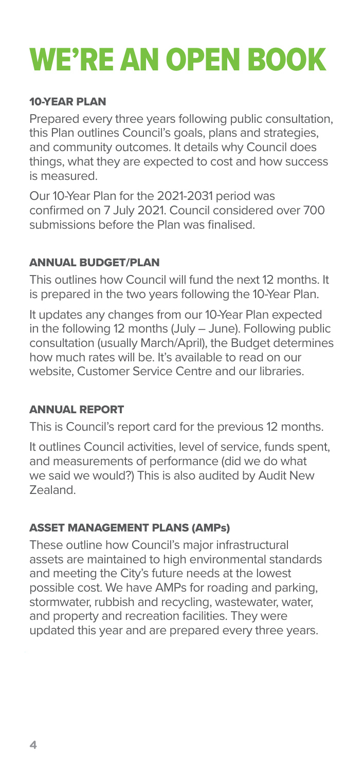# WE'RE AN OPEN BOOK

### 10-YEAR PLAN

Prepared every three years following public consultation, this Plan outlines Council's goals, plans and strategies, and community outcomes. It details why Council does things, what they are expected to cost and how success is measured.

Our 10-Year Plan for the 2021-2031 period was confirmed on 7 July 2021. Council considered over 700 submissions before the Plan was finalised.

### ANNUAL BUDGET/PLAN

This outlines how Council will fund the next 12 months. It is prepared in the two years following the 10-Year Plan.

It updates any changes from our 10-Year Plan expected in the following 12 months (July – June). Following public consultation (usually March/April), the Budget determines how much rates will be. It's available to read on our website, Customer Service Centre and our libraries.

### ANNUAL REPORT

This is Council's report card for the previous 12 months.

It outlines Council activities, level of service, funds spent, and measurements of performance (did we do what we said we would?) This is also audited by Audit New Zealand.

### ASSET MANAGEMENT PLANS (AMPs)

These outline how Council's major infrastructural assets are maintained to high environmental standards and meeting the City's future needs at the lowest possible cost. We have AMPs for roading and parking, stormwater, rubbish and recycling, wastewater, water, and property and recreation facilities. They were updated this year and are prepared every three years.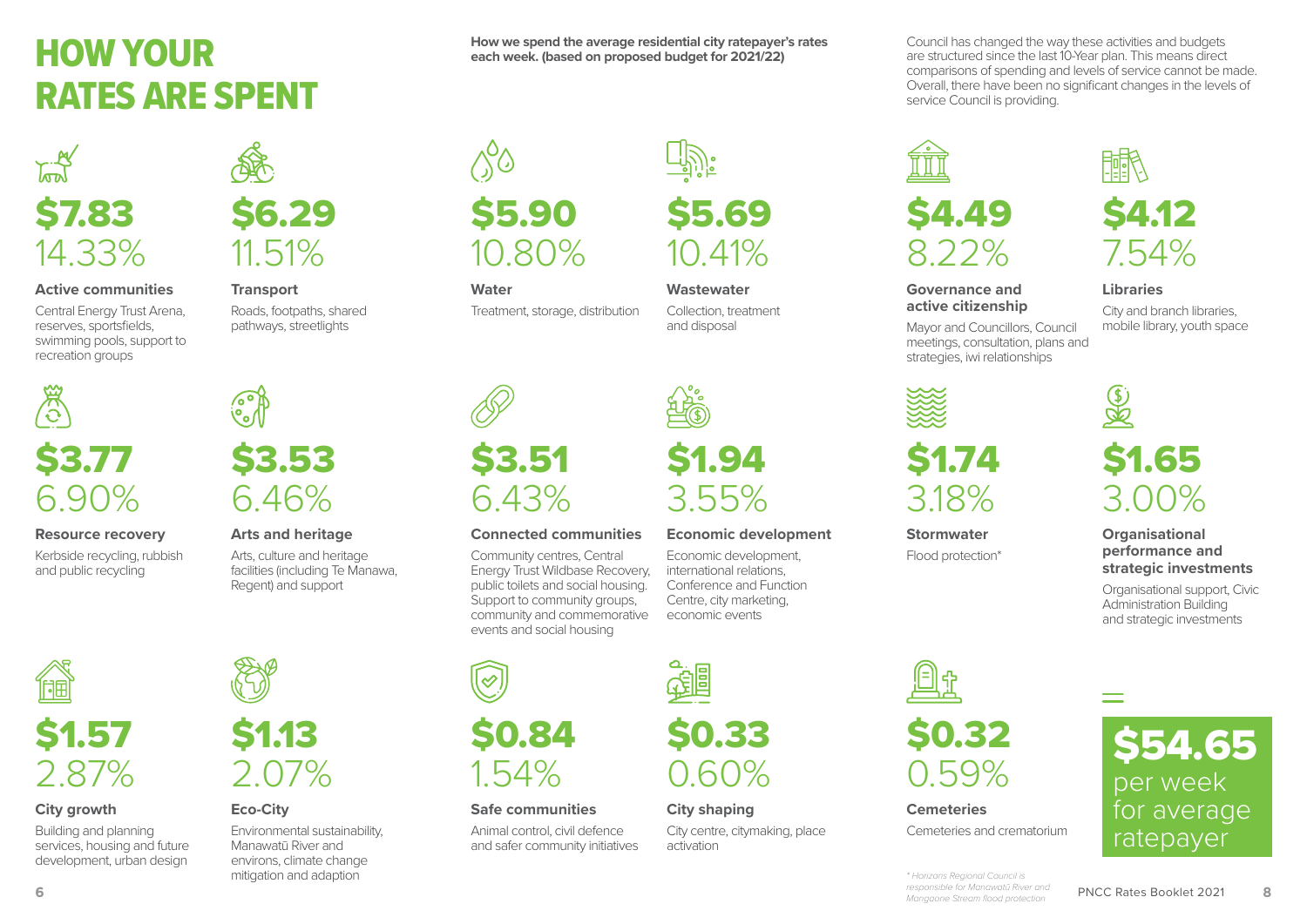# HOW YOUR RATES ARE SPENT

**How we spend the average residential city ratepayer's rates each week. (based on proposed budget for 2021/22)**

Council has changed the way these activities and budgets are structured since the last 10-Year plan. This means direct comparisons of spending and levels of service cannot be made. Overall, there have been no significant changes in the levels of service Council is providing.

**$7.83**
14.33%

**Active communities**

Central Energy Trust Arena, reserves, sportsfields, swimming pools, support to recreation groups

**$6.29**
11.51%

**Transport**

Roads, footpaths, shared pathways, streetlights

**$5.90**
10.80%

**Water**

Treatment, storage, distribution

**$5.69**
10.41%

**Wastewater**

Collection, treatment and disposal

**$4.49**
8.22%

**Governance and active citizenship**

Mayor and Councillors, Council meetings, consultation, plans and strategies, iwi relationships

**$4.12**
7.54%

**Libraries**

City and branch libraries, mobile library, youth space

**$3.77**
6.90%

**Resource recovery**

Kerbside recycling, rubbish and public recycling

**$3.53**
6.46%

**Arts and heritage**

Arts, culture and heritage facilities (including Te Manawa, Regent) and support

**$3.51**
6.43%

**Connected communities**

Community centres, Central Energy Trust Wildbase Recovery, public toilets and social housing. Support to community groups, community and commemorative events and social housing

**$1.94**
3.55%

**Economic development**

Economic development, international relations, Conference and Function Centre, city marketing, economic events

**$1.74**
3.18%

**Stormwater**

Flood protection*

**$1.65**
3.00%

**Organisational performance and strategic investments**

Organisational support, Civic Administration Building and strategic investments

**$1.57**
2.87%

**City growth**

Building and planning services, housing and future development, urban design

**$1.13**
2.07%

**Eco-City**

Environmental sustainability, Manawatū River and environs, climate change mitigation and adaption

**$0.84**
1.54%

**Safe communities**

Animal control, civil defence and safer community initiatives

**$0.33**
0.60%

**City shaping**

City centre, citymaking, place activation

**$0.32**
0.59%

**Cemeteries**

Cemeteries and crematorium

=

**$54.65**
per week for average ratepayer

*\* Horizons Regional Council is responsible for Manawatū River and Mangaone Stream flood protection*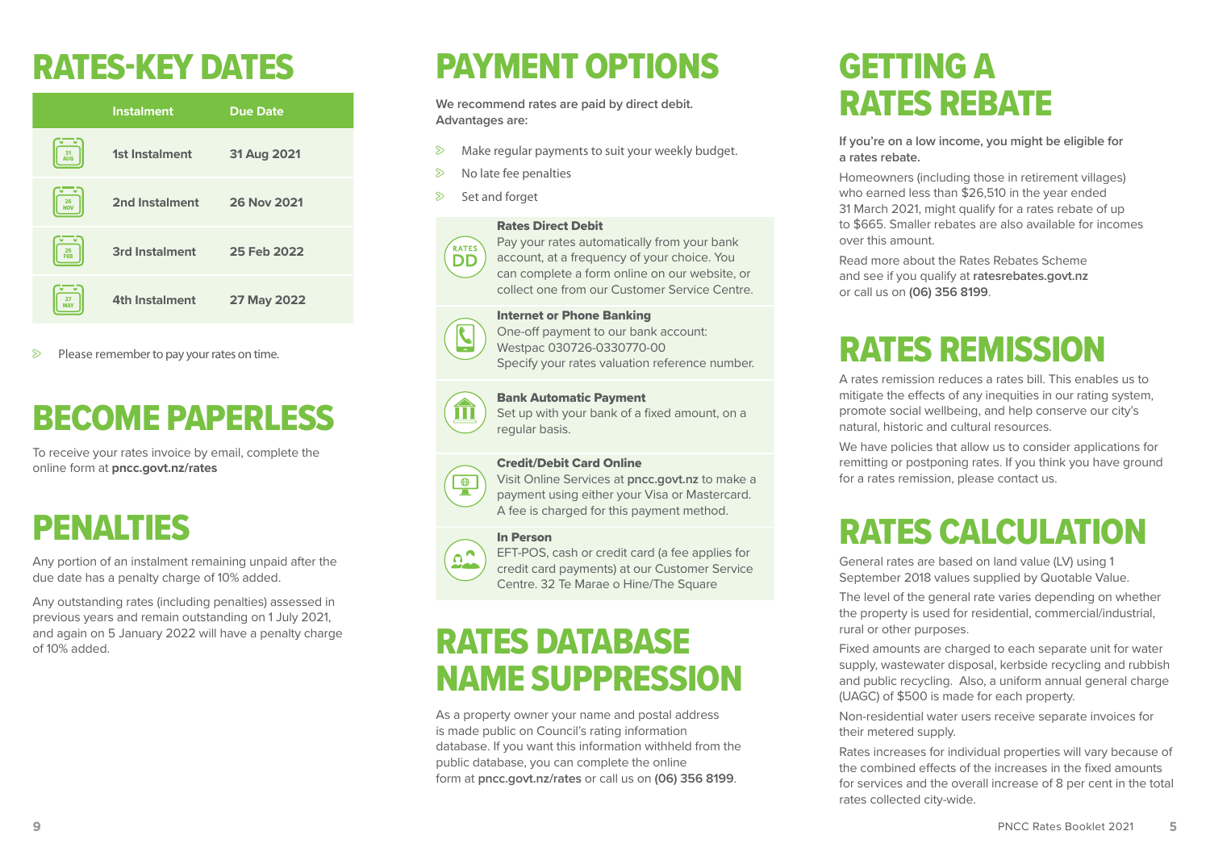# RATES-KEY DATES

| Instalment | Due Date |
| --- | --- |
| 1st Instalment | 31 Aug 2021 |
| 2nd Instalment | 26 Nov 2021 |
| 3rd Instalment | 25 Feb 2022 |
| 4th Instalment | 27 May 2022 |

- Please remember to pay your rates on time.

# BECOME PAPERLESS

To receive your rates invoice by email, complete the online form at **pncc.govt.nz/rates**

# PENALTIES

Any portion of an instalment remaining unpaid after the due date has a penalty charge of 10% added.

Any outstanding rates (including penalties) assessed in previous years and remain outstanding on 1 July 2021, and again on 5 January 2022 will have a penalty charge of 10% added.

# PAYMENT OPTIONS

**We recommend rates are paid by direct debit. Advantages are:**

- Make regular payments to suit your weekly budget.
- No late fee penalties
- Set and forget

**Rates Direct Debit**
Pay your rates automatically from your bank account, at a frequency of your choice. You can complete a form online on our website, or collect one from our Customer Service Centre.

**Internet or Phone Banking**
One-off payment to our bank account: Westpac 030726-0330770-00
Specify your rates valuation reference number.

**Bank Automatic Payment**
Set up with your bank of a fixed amount, on a regular basis.

**Credit/Debit Card Online**
Visit Online Services at **pncc.govt.nz** to make a payment using either your Visa or Mastercard. A fee is charged for this payment method.

**In Person**
EFT-POS, cash or credit card (a fee applies for credit card payments) at our Customer Service Centre. 32 Te Marae o Hine/The Square

# RATES DATABASE NAME SUPPRESSION

As a property owner your name and postal address is made public on Council's rating information database. If you want this information withheld from the public database, you can complete the online form at **pncc.govt.nz/rates** or call us on **(06) 356 8199**.

# GETTING A RATES REBATE

**If you're on a low income, you might be eligible for a rates rebate.**

Homeowners (including those in retirement villages) who earned less than $26,510 in the year ended 31 March 2021, might qualify for a rates rebate of up to $665. Smaller rebates are also available for incomes over this amount.

Read more about the Rates Rebates Scheme and see if you qualify at **ratesrebates.govt.nz** or call us on **(06) 356 8199**.

# RATES REMISSION

A rates remission reduces a rates bill. This enables us to mitigate the effects of any inequities in our rating system, promote social wellbeing, and help conserve our city's natural, historic and cultural resources.

We have policies that allow us to consider applications for remitting or postponing rates. If you think you have ground for a rates remission, please contact us.

# RATES CALCULATION

General rates are based on land value (LV) using 1 September 2018 values supplied by Quotable Value.

The level of the general rate varies depending on whether the property is used for residential, commercial/industrial, rural or other purposes.

Fixed amounts are charged to each separate unit for water supply, wastewater disposal, kerbside recycling and rubbish and public recycling. Also, a uniform annual general charge (UAGC) of $500 is made for each property.

Non-residential water users receive separate invoices for their metered supply.

Rates increases for individual properties will vary because of the combined effects of the increases in the fixed amounts for services and the overall increase of 8 per cent in the total rates collected city-wide.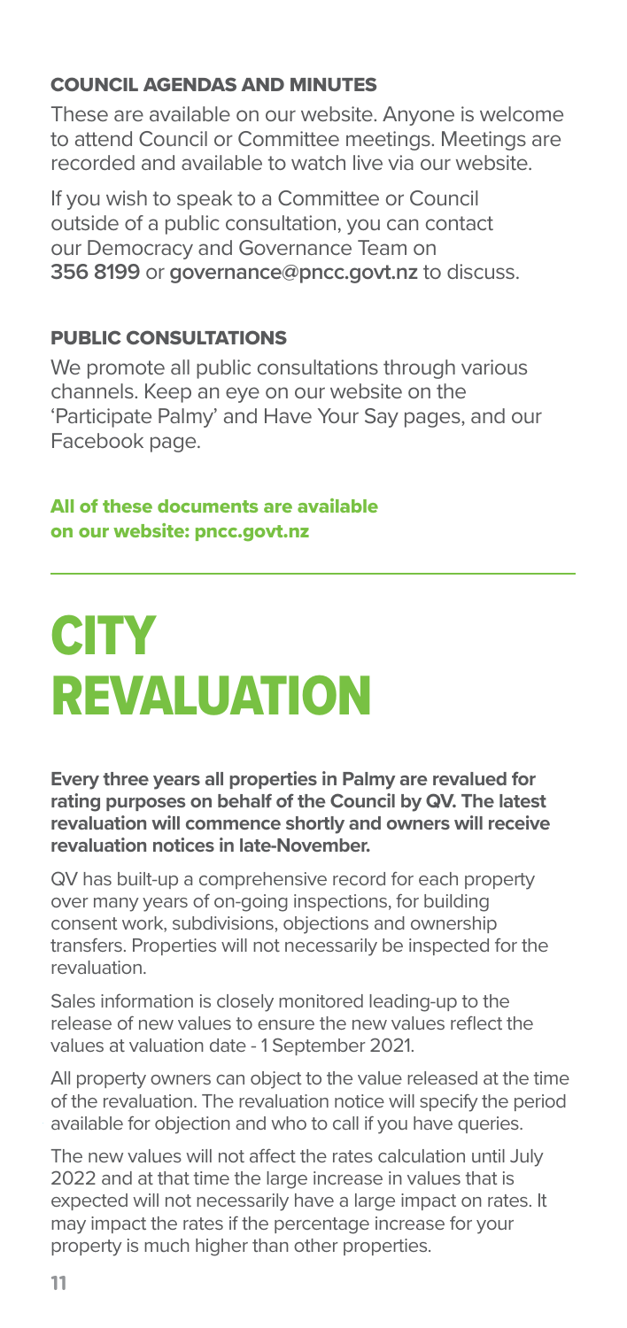### COUNCIL AGENDAS AND MINUTES

These are available on our website. Anyone is welcome to attend Council or Committee meetings. Meetings are recorded and available to watch live via our website.

If you wish to speak to a Committee or Council outside of a public consultation, you can contact our Democracy and Governance Team on **356 8199** or **governance@pncc.govt.nz** to discuss.

### PUBLIC CONSULTATIONS

We promote all public consultations through various channels. Keep an eye on our website on the 'Participate Palmy' and Have Your Say pages, and our Facebook page.

**All of these documents are available on our website: pncc.govt.nz**

# CITY REVALUATION

**Every three years all properties in Palmy are revalued for rating purposes on behalf of the Council by QV. The latest revaluation will commence shortly and owners will receive revaluation notices in late-November.**

QV has built-up a comprehensive record for each property over many years of on-going inspections, for building consent work, subdivisions, objections and ownership transfers. Properties will not necessarily be inspected for the revaluation.

Sales information is closely monitored leading-up to the release of new values to ensure the new values reflect the values at valuation date - 1 September 2021.

All property owners can object to the value released at the time of the revaluation. The revaluation notice will specify the period available for objection and who to call if you have queries.

The new values will not affect the rates calculation until July 2022 and at that time the large increase in values that is expected will not necessarily have a large impact on rates. It may impact the rates if the percentage increase for your property is much higher than other properties.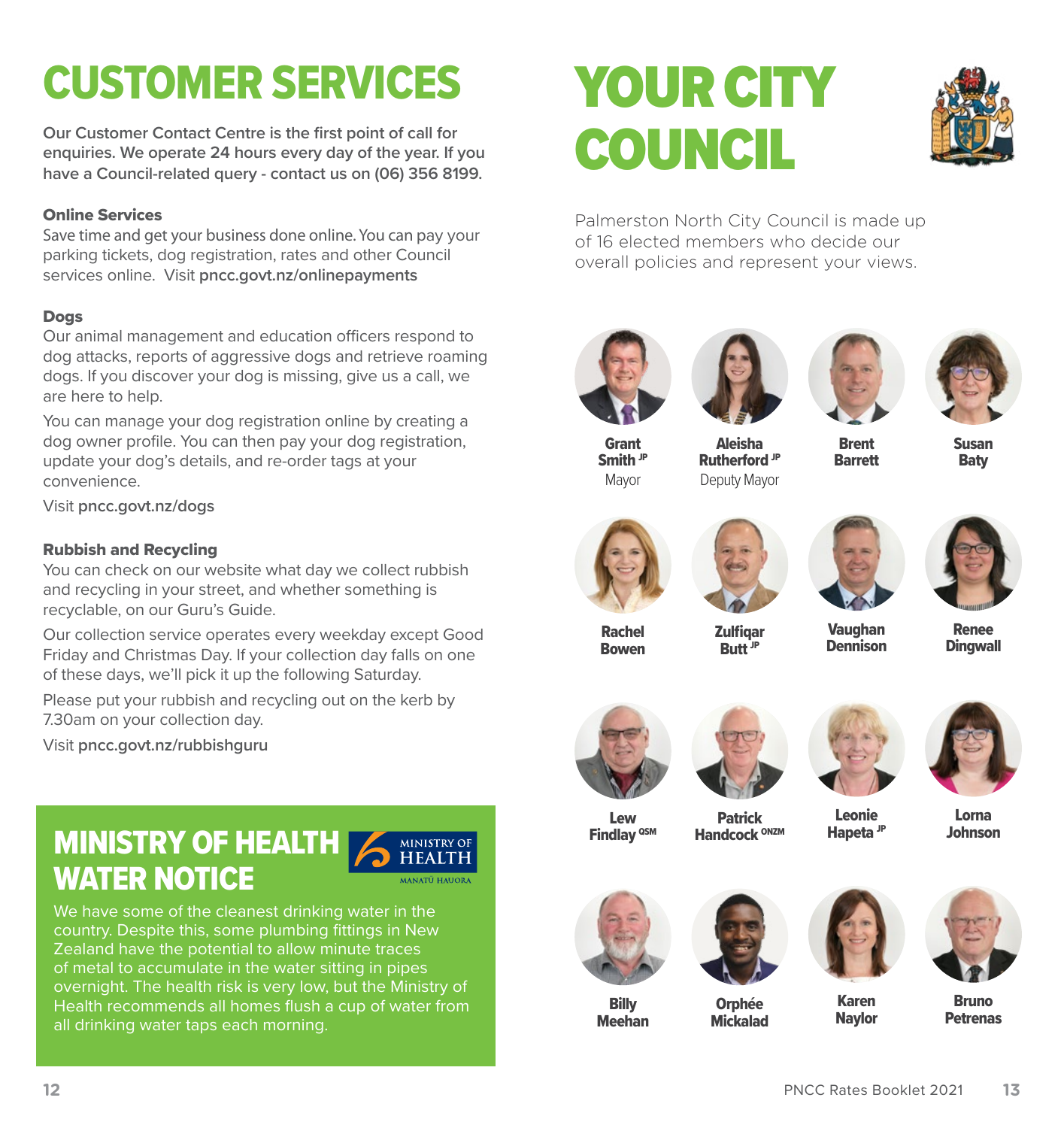# CUSTOMER SERVICES

**Our Customer Contact Centre is the first point of call for enquiries. We operate 24 hours every day of the year. If you have a Council-related query - contact us on (06) 356 8199.**

### Online Services

Save time and get your business done online. You can pay your parking tickets, dog registration, rates and other Council services online. Visit **pncc.govt.nz/onlinepayments**

### Dogs

Our animal management and education officers respond to dog attacks, reports of aggressive dogs and retrieve roaming dogs. If you discover your dog is missing, give us a call, we are here to help.

You can manage your dog registration online by creating a dog owner profile. You can then pay your dog registration, update your dog's details, and re-order tags at your convenience.

Visit **pncc.govt.nz/dogs**

### Rubbish and Recycling

You can check on our website what day we collect rubbish and recycling in your street, and whether something is recyclable, on our Guru's Guide.

Our collection service operates every weekday except Good Friday and Christmas Day. If your collection day falls on one of these days, we'll pick it up the following Saturday.

Please put your rubbish and recycling out on the kerb by 7.30am on your collection day.

Visit **pncc.govt.nz/rubbishguru**

## MINISTRY OF HEALTH WATER NOTICE

MINISTRY OF HEALTH
MANATŪ HAUORA

We have some of the cleanest drinking water in the country. Despite this, some plumbing fittings in New Zealand have the potential to allow minute traces of metal to accumulate in the water sitting in pipes overnight. The health risk is very low, but the Ministry of Health recommends all homes flush a cup of water from all drinking taps each morning.

# YOUR CITY COUNCIL

Palmerston North City Council is made up of 16 elected members who decide our overall policies and represent your views.

**Grant Smith** JP
Mayor

**Aleisha Rutherford** JP
Deputy Mayor

**Brent Barrett**

**Susan Baty**

**Rachel Bowen**

**Zulfiqar Butt** JP

**Vaughan Dennison**

**Renee Dingwall**

**Lew Findlay** QSM

**Patrick Handcock** ONZM

**Leonie Hapeta** JP

**Lorna Johnson**

**Billy Meehan**

**Orphée Mickalad**

**Karen Naylor**

**Bruno Petrenas**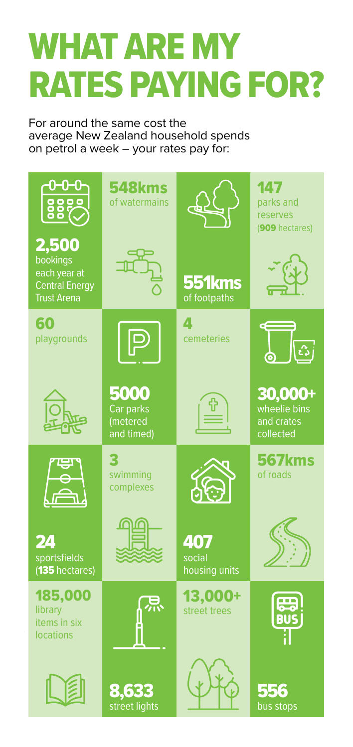# WHAT ARE MY RATES PAYING FOR?

For around the same cost the average New Zealand household spends on petrol a week – your rates pay for:

**2,500** bookings each year at Central Energy Trust Arena

**548kms** of watermains

**551kms** of footpaths

**147** parks and reserves (**909** hectares)

**60** playgrounds

**5000** Car parks (metered and timed)

**4** cemeteries

**30,000+** wheelie bins and crates collected

**3** swimming complexes

**567kms** of roads

**24** sportsfields (**135** hectares)

**407** social housing units

**185,000** library items in six locations

**13,000+** street trees

**8,633** street lights

**556** bus stops